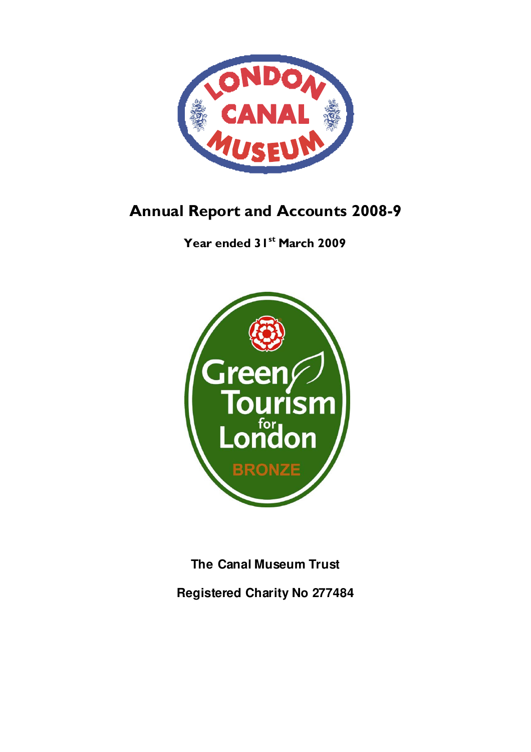# Annual Report and Accounts 2008-9

**Year ended 31st March 2009**

**The Canal Museum Trust**

**Registered Charity No 277484**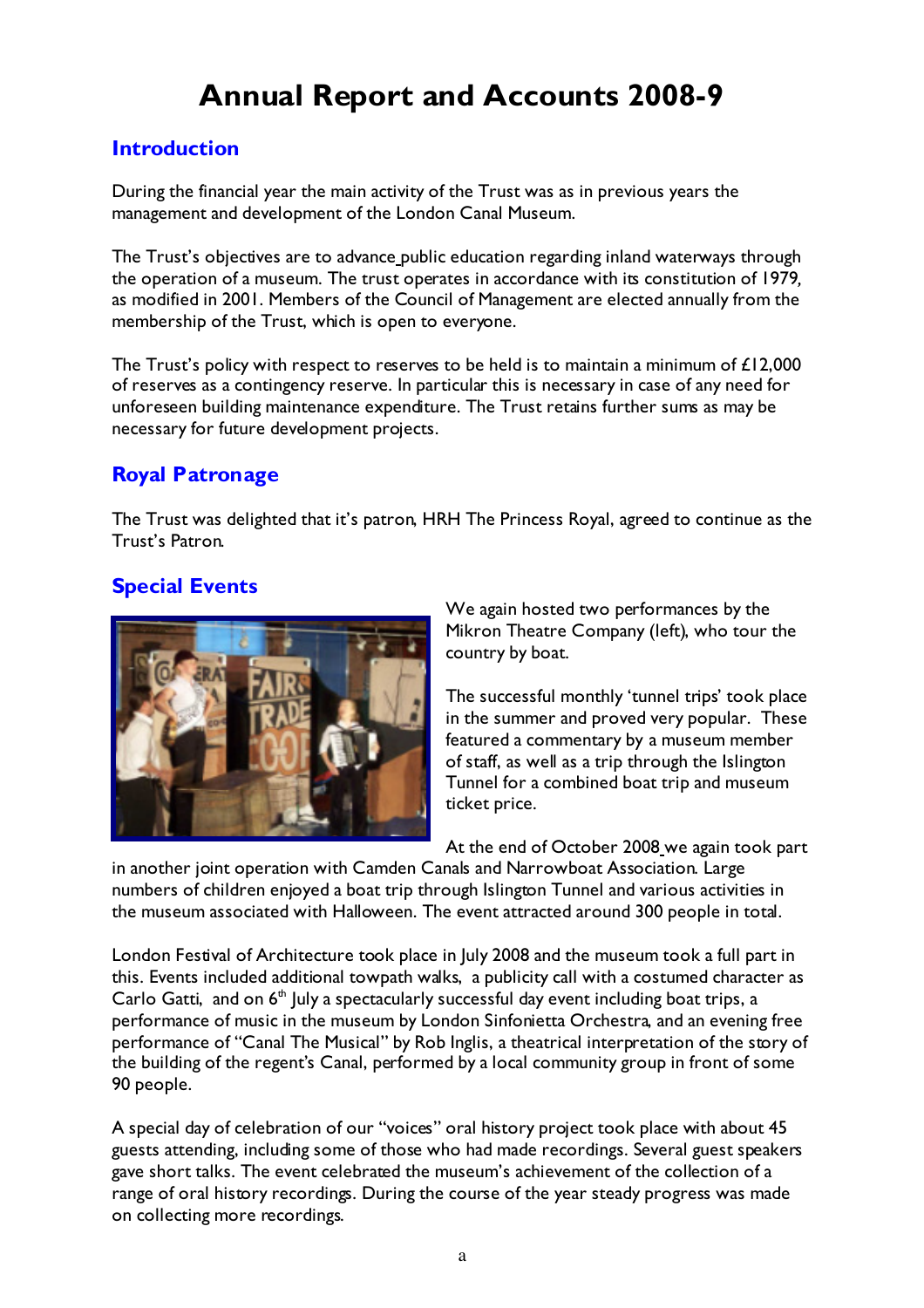# Annual Report and Accounts 2008-9

## Introduction

During the financial year the main activity of the Trust was as in previous years the management and development of the London Canal Museum.

The Trust's objectives are to advance public education regarding inland waterways through the operation of a museum. The trust operates in accordance with its constitution of 1979, as modified in 2001. Members of the Council of Management are elected annually from the membership of the Trust, which is open to everyone.

The Trust's policy with respect to reserves to be held is to maintain a minimum of £12,000 of reserves as a contingency reserve. In particular this is necessary in case of any need for unforeseen building maintenance expenditure. The Trust retains further sums as may be necessary for future development projects.

## Royal Patronage

The Trust was delighted that it's patron, HRH The Princess Royal, agreed to continue as the Trust's Patron.

## Special Events

We again hosted two performances by the Mikron Theatre Company (left), who tour the country by boat.

The successful monthly 'tunnel trips' took place in the summer and proved very popular. These featured a commentary by a museum member of staff, as well as a trip through the Islington Tunnel for a combined boat trip and museum ticket price.

At the end of October 2008 we again took part in another joint operation with Camden Canals and Narrowboat Association. Large numbers of children enjoyed a boat trip through Islington Tunnel and various activities in the museum associated with Halloween. The event attracted around 300 people in total.

London Festival of Architecture took place in July 2008 and the museum took a full part in this. Events included additional towpath walks, a publicity call with a costumed character as Carlo Gatti, and on 6th July a spectacularly successful day event including boat trips, a performance of music in the museum by London Sinfonietta Orchestra, and an evening free performance of "Canal The Musical" by Rob Inglis, a theatrical interpretation of the story of the building of the regent's Canal, performed by a local community group in front of some 90 people.

A special day of celebration of our "voices" oral history project took place with about 45 guests attending, including some of those who had made recordings. Several guest speakers gave short talks. The event celebrated the museum's achievement of the collection of a range of oral history recordings. During the course of the year steady progress was made on collecting more recordings.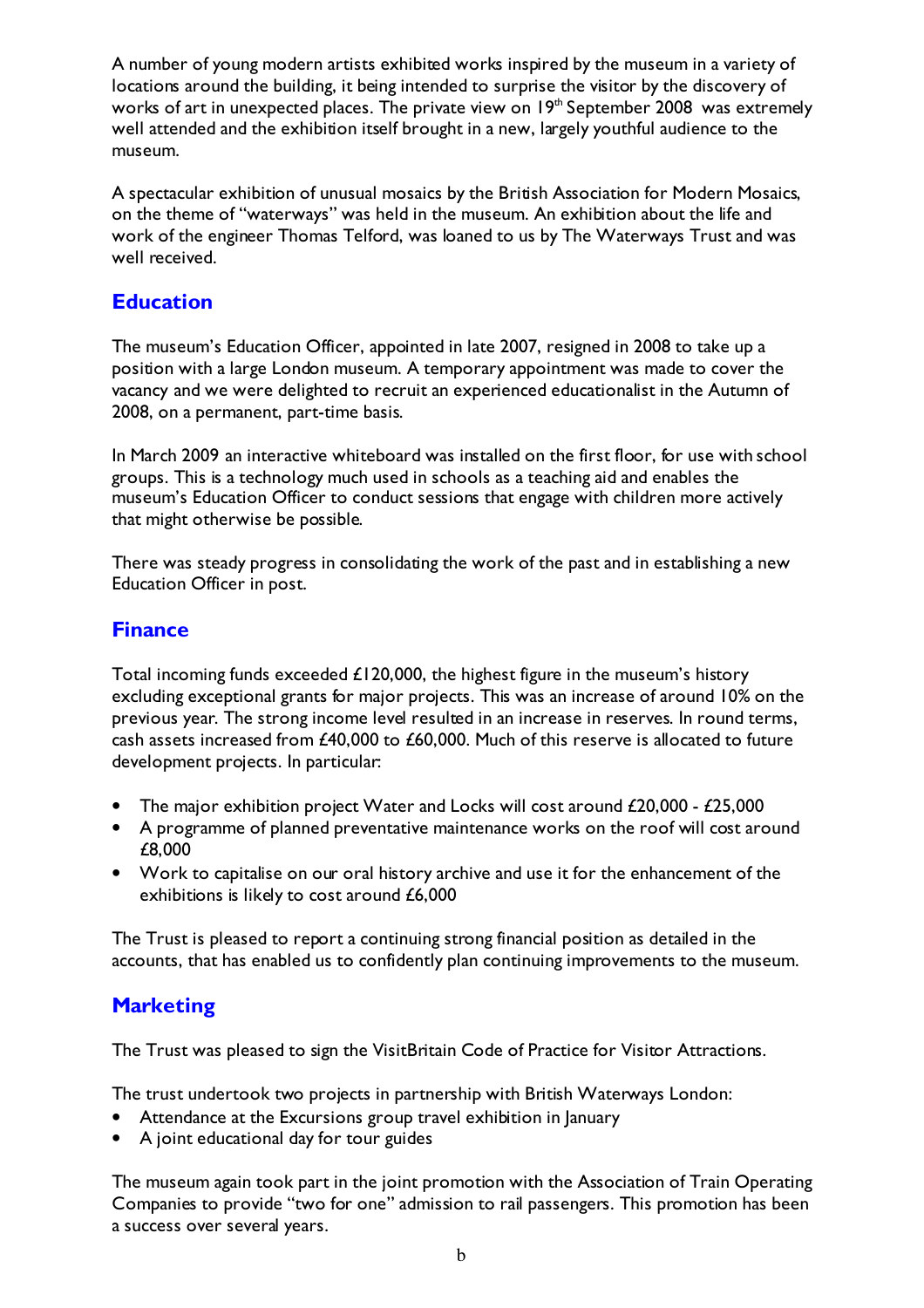A number of young modern artists exhibited works inspired by the museum in a variety of locations around the building, it being intended to surprise the visitor by the discovery of works of art in unexpected places. The private view on 19th September 2008 was extremely well attended and the exhibition itself brought in a new, largely youthful audience to the museum.

A spectacular exhibition of unusual mosaics by the British Association for Modern Mosaics, on the theme of "waterways" was held in the museum. An exhibition about the life and work of the engineer Thomas Telford, was loaned to us by The Waterways Trust and was well received.

## Education

The museum's Education Officer, appointed in late 2007, resigned in 2008 to take up a position with a large London museum. A temporary appointment was made to cover the vacancy and we were delighted to recruit an experienced educationalist in the Autumn of 2008, on a permanent, part-time basis.

In March 2009 an interactive whiteboard was installed on the first floor, for use with school groups. This is a technology much used in schools as a teaching aid and enables the museum's Education Officer to conduct sessions that engage with children more actively that might otherwise be possible.

There was steady progress in consolidating the work of the past and in establishing a new Education Officer in post.

## Finance

Total incoming funds exceeded £120,000, the highest figure in the museum's history excluding exceptional grants for major projects. This was an increase of around 10% on the previous year. The strong income level resulted in an increase in reserves. In round terms, cash assets increased from £40,000 to £60,000. Much of this reserve is allocated to future development projects. In particular:

- The major exhibition project Water and Locks will cost around £20,000 - £25,000
- A programme of planned preventative maintenance works on the roof will cost around £8,000
- Work to capitalise on our oral history archive and use it for the enhancement of the exhibitions is likely to cost around £6,000

The Trust is pleased to report a continuing strong financial position as detailed in the accounts, that has enabled us to confidently plan continuing improvements to the museum.

## Marketing

The Trust was pleased to sign the VisitBritain Code of Practice for Visitor Attractions.

The trust undertook two projects in partnership with British Waterways London:

- Attendance at the Excursions group travel exhibition in January
- A joint educational day for tour guides

The museum again took part in the joint promotion with the Association of Train Operating Companies to provide "two for one" admission to rail passengers. This promotion has been a success over several years.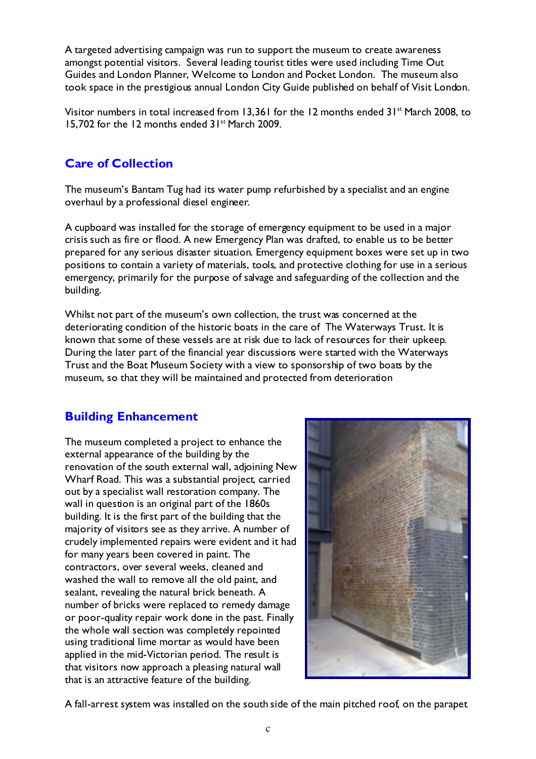A targeted advertising campaign was run to support the museum to create awareness amongst potential visitors. Several leading tourist titles were used including Time Out Guides and London Planner, Welcome to London and Pocket London. The museum also took space in the prestigious annual London City Guide published on behalf of Visit London.

Visitor numbers in total increased from 13,361 for the 12 months ended 31st March 2008, to 15,702 for the 12 months ended 31st March 2009.

## Care of Collection

The museum's Bantam Tug had its water pump refurbished by a specialist and an engine overhaul by a professional diesel engineer.

A cupboard was installed for the storage of emergency equipment to be used in a major crisis such as fire or flood. A new Emergency Plan was drafted, to enable us to be better prepared for any serious disaster situation. Emergency equipment boxes were set up in two positions to contain a variety of materials, tools, and protective clothing for use in a serious emergency, primarily for the purpose of salvage and safeguarding of the collection and the building.

Whilst not part of the museum's own collection, the trust was concerned at the deteriorating condition of the historic boats in the care of The Waterways Trust. It is known that some of these vessels are at risk due to lack of resources for their upkeep. During the later part of the financial year discussions were started with the Waterways Trust and the Boat Museum Society with a view to sponsorship of two boats by the museum, so that they will be maintained and protected from deterioration

## Building Enhancement

The museum completed a project to enhance the external appearance of the building by the renovation of the south external wall, adjoining New Wharf Road. This was a substantial project, carried out by a specialist wall restoration company. The wall in question is an original part of the 1860s building. It is the first part of the building that the majority of visitors see as they arrive. A number of crudely implemented repairs were evident and it had for many years been covered in paint. The contractors, over several weeks, cleaned and washed the wall to remove all the old paint, and sealant, revealing the natural brick beneath. A number of bricks were replaced to remedy damage or poor-quality repair work done in the past. Finally the whole wall section was completely repointed using traditional lime mortar as would have been applied in the mid-Victorian period. The result is that visitors now approach a pleasing natural wall that is an attractive feature of the building.

A fall-arrest system was installed on the south side of the main pitched roof, on the parapet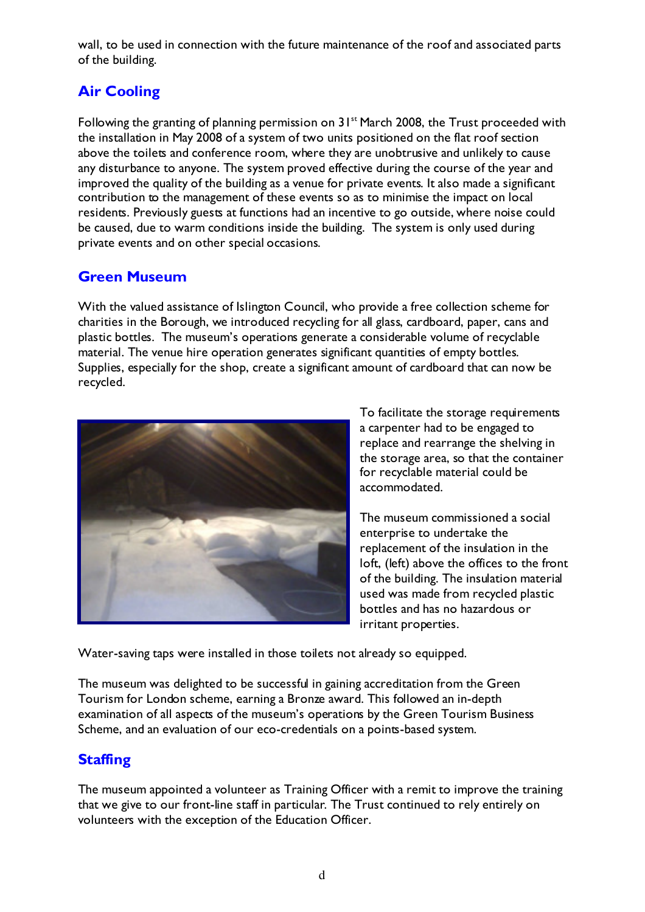wall, to be used in connection with the future maintenance of the roof and associated parts of the building.

## Air Cooling

Following the granting of planning permission on 31st March 2008, the Trust proceeded with the installation in May 2008 of a system of two units positioned on the flat roof section above the toilets and conference room, where they are unobtrusive and unlikely to cause any disturbance to anyone. The system proved effective during the course of the year and improved the quality of the building as a venue for private events. It also made a significant contribution to the management of these events so as to minimise the impact on local residents. Previously guests at functions had an incentive to go outside, where noise could be caused, due to warm conditions inside the building. The system is only used during private events and on other special occasions.

## Green Museum

With the valued assistance of Islington Council, who provide a free collection scheme for charities in the Borough, we introduced recycling for all glass, cardboard, paper, cans and plastic bottles. The museum's operations generate a considerable volume of recyclable material. The venue hire operation generates significant quantities of empty bottles. Supplies, especially for the shop, create a significant amount of cardboard that can now be recycled.

To facilitate the storage requirements a carpenter had to be engaged to replace and rearrange the shelving in the storage area, so that the container for recyclable material could be accommodated.

The museum commissioned a social enterprise to undertake the replacement of the insulation in the loft, (left) above the offices to the front of the building. The insulation material used was made from recycled plastic bottles and has no hazardous or irritant properties.

Water-saving taps were installed in those toilets not already so equipped.

The museum was delighted to be successful in gaining accreditation from the Green Tourism for London scheme, earning a Bronze award. This followed an in-depth examination of all aspects of the museum's operations by the Green Tourism Business Scheme, and an evaluation of our eco-credentials on a points-based system.

## Staffing

The museum appointed a volunteer as Training Officer with a remit to improve the training that we give to our front-line staff in particular. The Trust continued to rely entirely on volunteers with the exception of the Education Officer.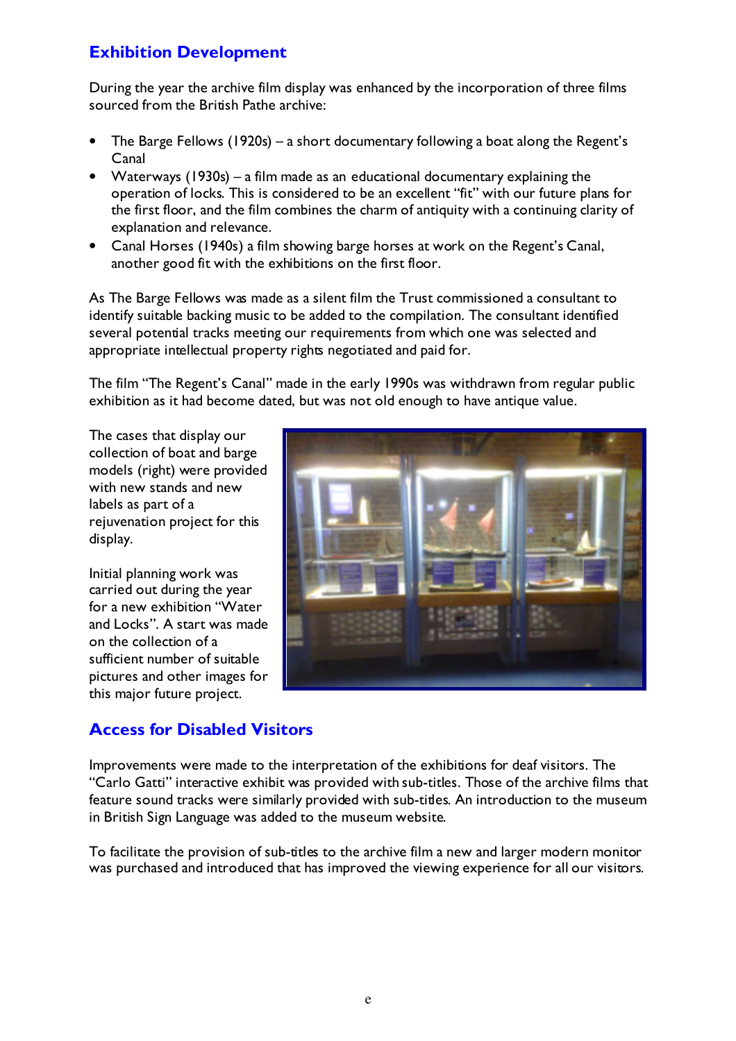## Exhibition Development

During the year the archive film display was enhanced by the incorporation of three films sourced from the British Pathe archive:

- The Barge Fellows (1920s) – a short documentary following a boat along the Regent's Canal
- Waterways (1930s) – a film made as an educational documentary explaining the operation of locks. This is considered to be an excellent "fit" with our future plans for the first floor, and the film combines the charm of antiquity with a continuing clarity of explanation and relevance.
- Canal Horses (1940s) a film showing barge horses at work on the Regent's Canal, another good fit with the exhibitions on the first floor.

As The Barge Fellows was made as a silent film the Trust commissioned a consultant to identify suitable backing music to be added to the compilation. The consultant identified several potential tracks meeting our requirements from which one was selected and appropriate intellectual property rights negotiated and paid for.

The film "The Regent's Canal" made in the early 1990s was withdrawn from regular public exhibition as it had become dated, but was not old enough to have antique value.

The cases that display our collection of boat and barge models (right) were provided with new stands and new labels as part of a rejuvenation project for this display.

Initial planning work was carried out during the year for a new exhibition "Water and Locks". A start was made on the collection of a sufficient number of suitable pictures and other images for this major future project.

## Access for Disabled Visitors

Improvements were made to the interpretation of the exhibitions for deaf visitors. The "Carlo Gatti" interactive exhibit was provided with sub-titles. Those of the archive films that feature sound tracks were similarly provided with sub-titles. An introduction to the museum in British Sign Language was added to the museum website.

To facilitate the provision of sub-titles to the archive film a new and larger modern monitor was purchased and introduced that has improved the viewing experience for all our visitors.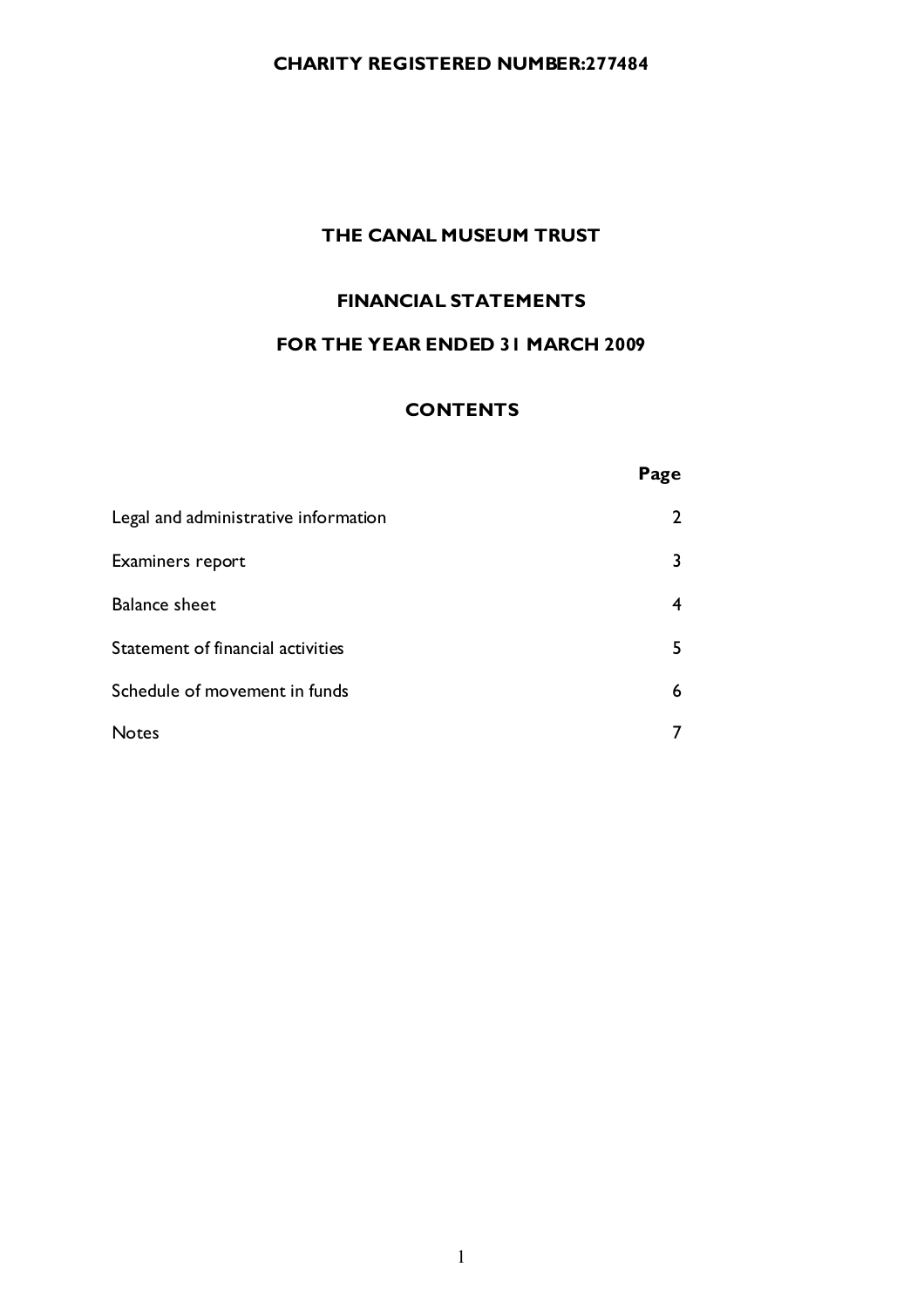**CHARITY REGISTERED NUMBER:277484**

# THE CANAL MUSEUM TRUST

## FINANCIAL STATEMENTS

## FOR THE YEAR ENDED 31 MARCH 2009

## CONTENTS

| | Page |
|---|---|
| Legal and administrative information | 2 |
| Examiners report | 3 |
| Balance sheet | 4 |
| Statement of financial activities | 5 |
| Schedule of movement in funds | 6 |
| Notes | 7 |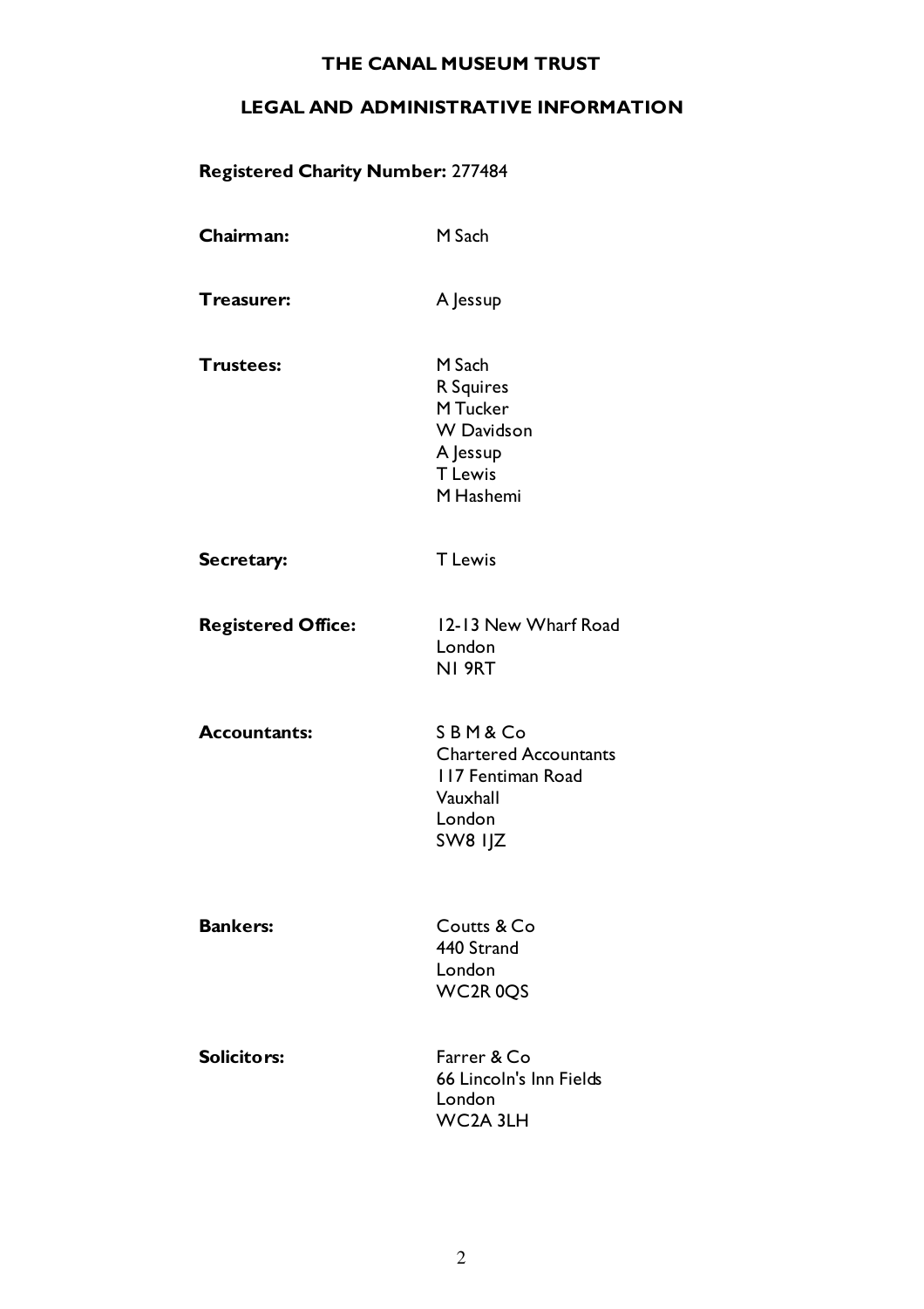# THE CANAL MUSEUM TRUST

## LEGAL AND ADMINISTRATIVE INFORMATION

**Registered Charity Number:** 277484

**Chairman:** M Sach

**Treasurer:** A Jessup

**Trustees:**
M Sach
R Squires
M Tucker
W Davidson
A Jessup
T Lewis
M Hashemi

**Secretary:** T Lewis

**Registered Office:**
12-13 New Wharf Road
London
N1 9RT

**Accountants:**
S B M & Co
Chartered Accountants
117 Fentiman Road
Vauxhall
London
SW8 1JZ

**Bankers:**
Coutts & Co
440 Strand
London
WC2R 0QS

**Solicitors:**
Farrer & Co
66 Lincoln's Inn Fields
London
WC2A 3LH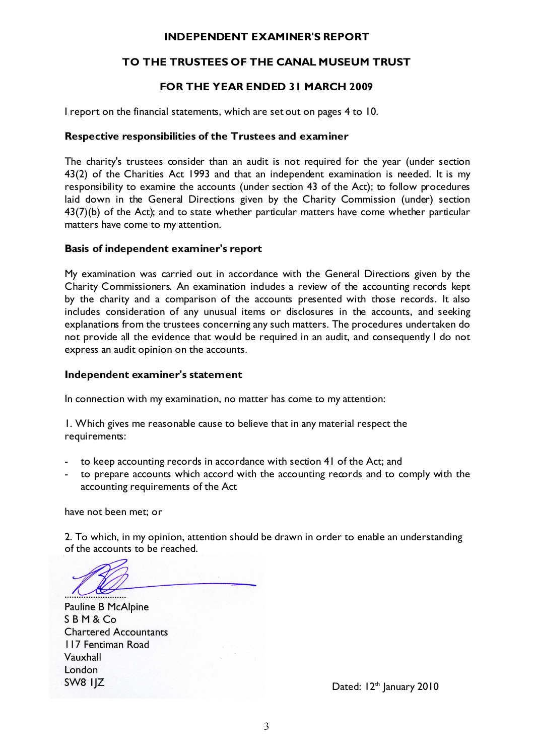# INDEPENDENT EXAMINER'S REPORT

## TO THE TRUSTEES OF THE CANAL MUSEUM TRUST

## FOR THE YEAR ENDED 31 MARCH 2009

I report on the financial statements, which are set out on pages 4 to 10.

### Respective responsibilities of the Trustees and examiner

The charity's trustees consider than an audit is not required for the year (under section 43(2) of the Charities Act 1993 and that an independent examination is needed. It is my responsibility to examine the accounts (under section 43 of the Act); to follow procedures laid down in the General Directions given by the Charity Commission (under) section 43(7)(b) of the Act); and to state whether particular matters have come whether particular matters have come to my attention.

### Basis of independent examiner's report

My examination was carried out in accordance with the General Directions given by the Charity Commissioners. An examination includes a review of the accounting records kept by the charity and a comparison of the accounts presented with those records. It also includes consideration of any unusual items or disclosures in the accounts, and seeking explanations from the trustees concerning any such matters. The procedures undertaken do not provide all the evidence that would be required in an audit, and consequently I do not express an audit opinion on the accounts.

### Independent examiner's statement

In connection with my examination, no matter has come to my attention:

1. Which gives me reasonable cause to believe that in any material respect the requirements:

- to keep accounting records in accordance with section 41 of the Act; and
- to prepare accounts which accord with the accounting records and to comply with the accounting requirements of the Act

have not been met; or

2. To which, in my opinion, attention should be drawn in order to enable an understanding of the accounts to be reached.

..........................
Pauline B McAlpine
S B M & Co
Chartered Accountants
117 Fentiman Road
Vauxhall
London
SW8 1JZ

Dated: 12th January 2010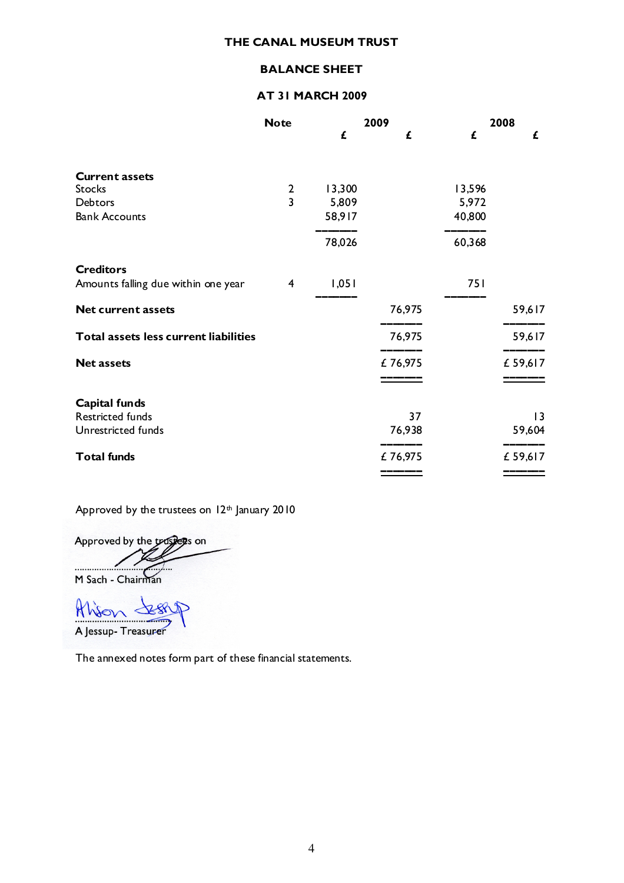# THE CANAL MUSEUM TRUST

## BALANCE SHEET

## AT 31 MARCH 2009

| | Note | 2009 £ | 2009 £ | 2008 £ | 2008 £ |
|---|---|---|---|---|---|
| **Current assets** | | | | | |
| Stocks | 2 | 13,300 | | 13,596 | |
| Debtors | 3 | 5,809 | | 5,972 | |
| Bank Accounts | | 58,917 | | 40,800 | |
| | | 78,026 | | 60,368 | |
| **Creditors** | | | | | |
| Amounts falling due within one year | 4 | 1,051 | | 751 | |
| **Net current assets** | | | 76,975 | | 59,617 |
| **Total assets less current liabilities** | | | 76,975 | | 59,617 |
| **Net assets** | | | £ 76,975 | | £ 59,617 |
| **Capital funds** | | | | | |
| Restricted funds | | | 37 | | 13 |
| Unrestricted funds | | | 76,938 | | 59,604 |
| **Total funds** | | | £ 76,975 | | £ 59,617 |

Approved by the trustees on 12th January 2010

Approved by the trustees on

..................................
M Sach - Chairman

..................................
A Jessup- Treasurer

The annexed notes form part of these financial statements.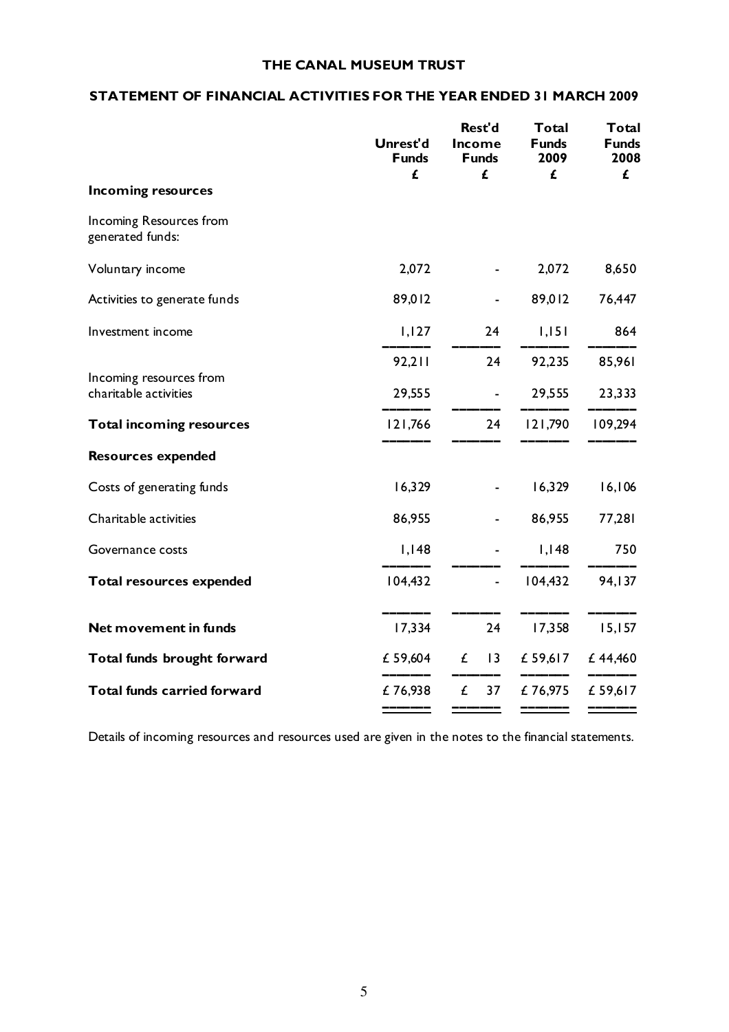# THE CANAL MUSEUM TRUST

## STATEMENT OF FINANCIAL ACTIVITIES FOR THE YEAR ENDED 31 MARCH 2009

| | Unrest'd Funds £ | Rest'd Income Funds £ | Total Funds 2009 £ | Total Funds 2008 £ |
|---|---|---|---|---|
| **Incoming resources** | | | | |
| Incoming Resources from generated funds: | | | | |
| Voluntary income | 2,072 | - | 2,072 | 8,650 |
| Activities to generate funds | 89,012 | - | 89,012 | 76,447 |
| Investment income | 1,127 | 24 | 1,151 | 864 |
| | 92,211 | 24 | 92,235 | 85,961 |
| Incoming resources from charitable activities | 29,555 | - | 29,555 | 23,333 |
| **Total incoming resources** | 121,766 | 24 | 121,790 | 109,294 |
| **Resources expended** | | | | |
| Costs of generating funds | 16,329 | - | 16,329 | 16,106 |
| Charitable activities | 86,955 | - | 86,955 | 77,281 |
| Governance costs | 1,148 | - | 1,148 | 750 |
| **Total resources expended** | 104,432 | - | 104,432 | 94,137 |
| **Net movement in funds** | 17,334 | 24 | 17,358 | 15,157 |
| **Total funds brought forward** | £ 59,604 | £ 13 | £ 59,617 | £ 44,460 |
| **Total funds carried forward** | £ 76,938 | £ 37 | £ 76,975 | £ 59,617 |

Details of incoming resources and resources used are given in the notes to the financial statements.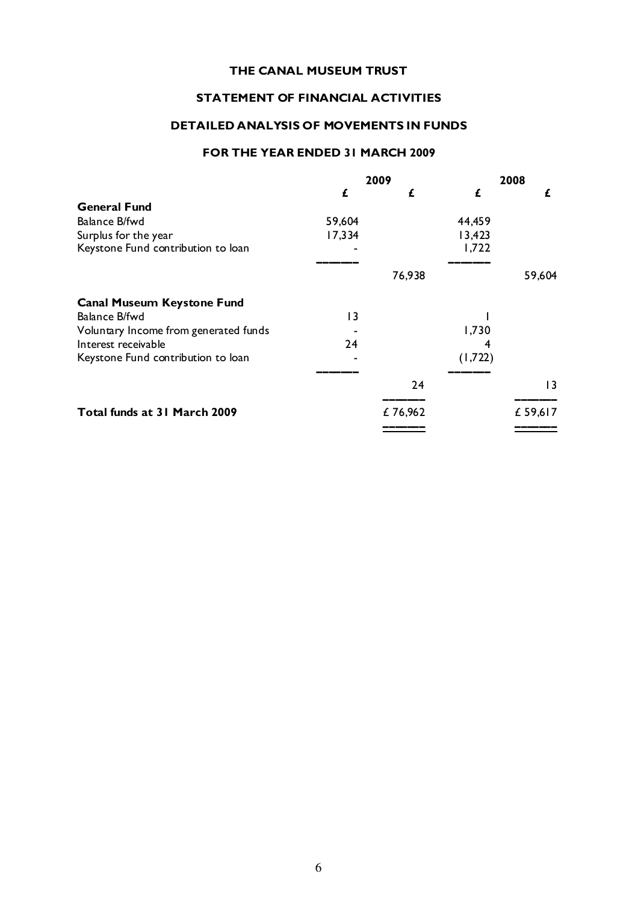# THE CANAL MUSEUM TRUST

## STATEMENT OF FINANCIAL ACTIVITIES

## DETAILED ANALYSIS OF MOVEMENTS IN FUNDS

## FOR THE YEAR ENDED 31 MARCH 2009

| | 2009 | | 2008 | |
|---|---|---|---|---|
| | £ | £ | £ | £ |
| **General Fund** | | | | |
| Balance B/fwd | 59,604 | | 44,459 | |
| Surplus for the year | 17,334 | | 13,423 | |
| Keystone Fund contribution to loan | - | | 1,722 | |
| | | 76,938 | | 59,604 |
| **Canal Museum Keystone Fund** | | | | |
| Balance B/fwd | 13 | | 1 | |
| Voluntary Income from generated funds | - | | 1,730 | |
| Interest receivable | 24 | | 4 | |
| Keystone Fund contribution to loan | - | | (1,722) | |
| | | 24 | | 13 |
| **Total funds at 31 March 2009** | | £ 76,962 | | £ 59,617 |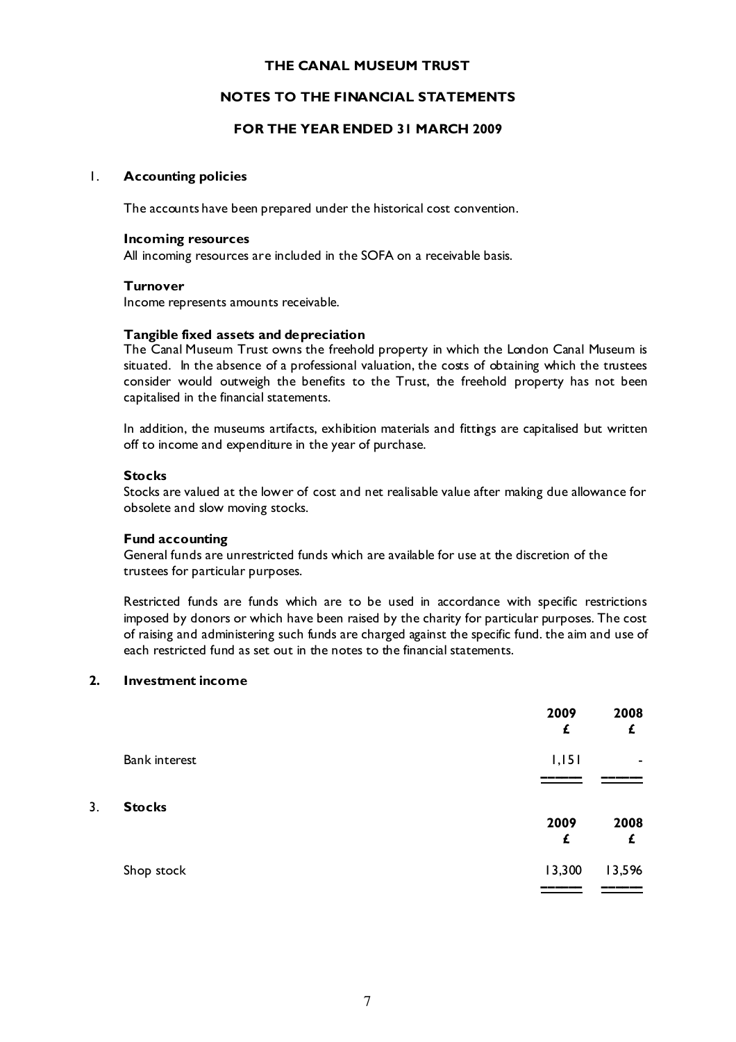# THE CANAL MUSEUM TRUST

## NOTES TO THE FINANCIAL STATEMENTS

## FOR THE YEAR ENDED 31 MARCH 2009

### 1. Accounting policies

The accounts have been prepared under the historical cost convention.

**Incoming resources**
All incoming resources are included in the SOFA on a receivable basis.

**Turnover**
Income represents amounts receivable.

**Tangible fixed assets and depreciation**
The Canal Museum Trust owns the freehold property in which the London Canal Museum is situated. In the absence of a professional valuation, the costs of obtaining which the trustees consider would outweigh the benefits to the Trust, the freehold property has not been capitalised in the financial statements.

In addition, the museums artifacts, exhibition materials and fittings are capitalised but written off to income and expenditure in the year of purchase.

**Stocks**
Stocks are valued at the lower of cost and net realisable value after making due allowance for obsolete and slow moving stocks.

**Fund accounting**
General funds are unrestricted funds which are available for use at the discretion of the trustees for particular purposes.

Restricted funds are funds which are to be used in accordance with specific restrictions imposed by donors or which have been raised by the charity for particular purposes. The cost of raising and administering such funds are charged against the specific fund. the aim and use of each restricted fund as set out in the notes to the financial statements.

### 2. Investment income

| | 2009 £ | 2008 £ |
|---|---|---|
| Bank interest | 1,151 | - |

### 3. Stocks

| | 2009 £ | 2008 £ |
|---|---|---|
| Shop stock | 13,300 | 13,596 |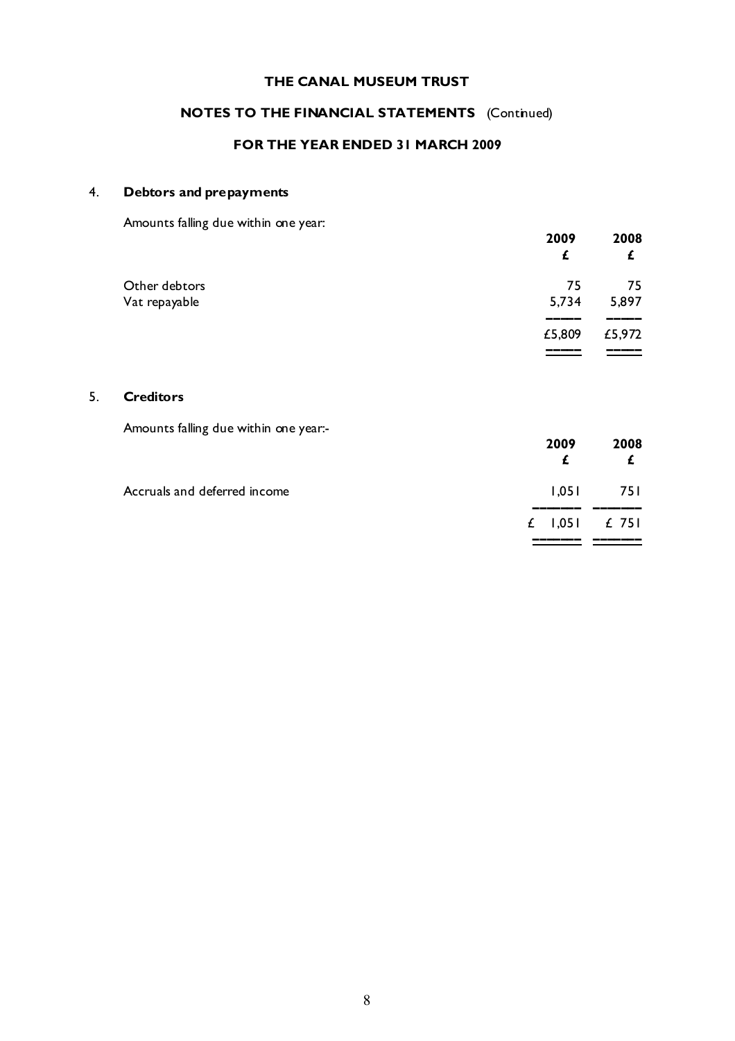# THE CANAL MUSEUM TRUST

## NOTES TO THE FINANCIAL STATEMENTS (Continued)

## FOR THE YEAR ENDED 31 MARCH 2009

### 4. Debtors and prepayments

Amounts falling due within one year:

| | 2009 £ | 2008 £ |
|---|---|---|
| Other debtors | 75 | 75 |
| Vat repayable | 5,734 | 5,897 |
| | £5,809 | £5,972 |

### 5. Creditors

Amounts falling due within one year:-

| | 2009 £ | 2008 £ |
|---|---|---|
| Accruals and deferred income | 1,051 | 751 |
| | £ 1,051 | £ 751 |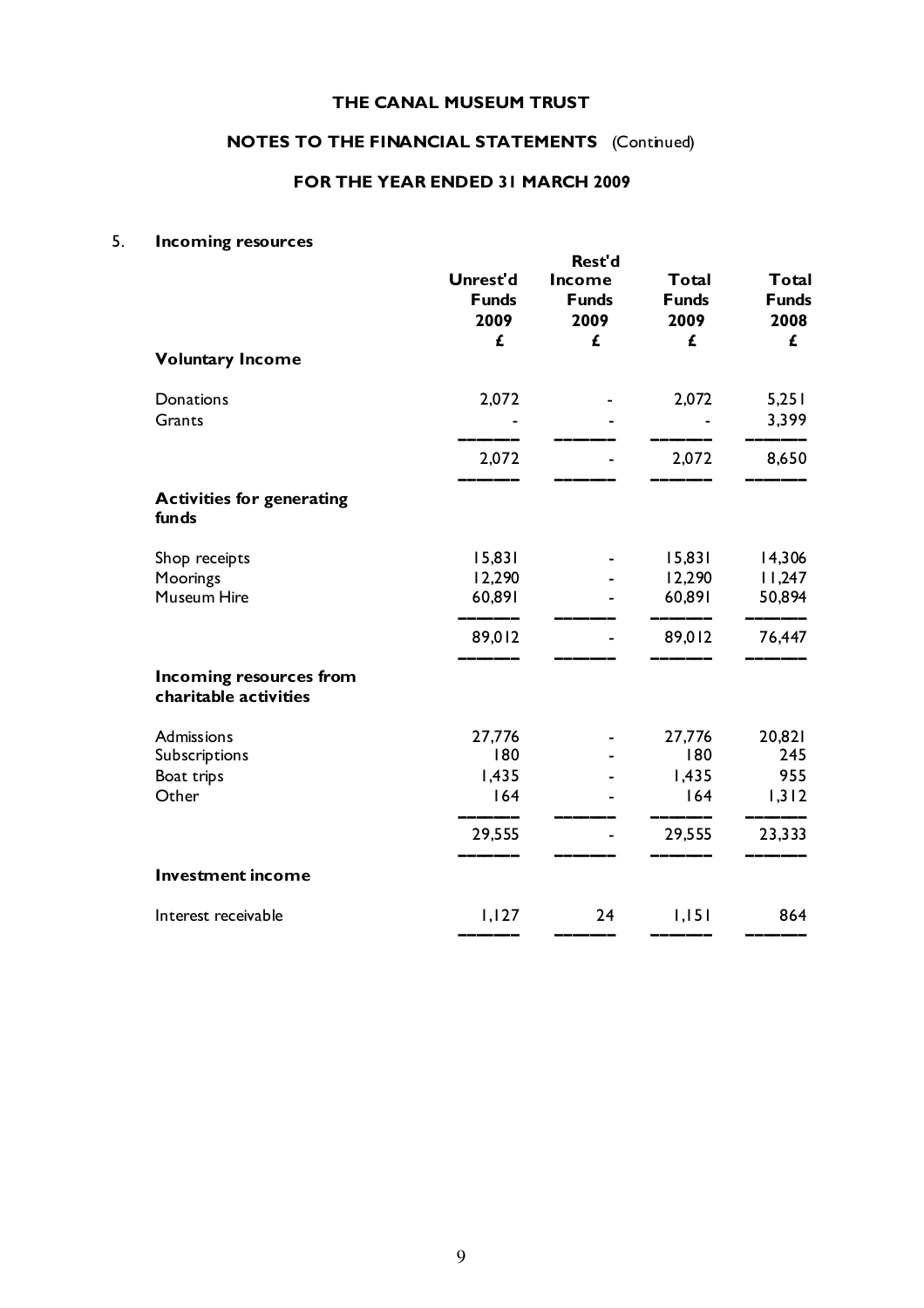# THE CANAL MUSEUM TRUST

## NOTES TO THE FINANCIAL STATEMENTS (Continued)

## FOR THE YEAR ENDED 31 MARCH 2009

### 5. Incoming resources

| | Unrest'd Funds 2009 £ | Rest'd Income Funds 2009 £ | Total Funds 2009 £ | Total Funds 2008 £ |
|---|---|---|---|---|
| **Voluntary Income** | | | | |
| Donations | 2,072 | - | 2,072 | 5,251 |
| Grants | - | - | - | 3,399 |
| | 2,072 | - | 2,072 | 8,650 |
| **Activities for generating funds** | | | | |
| Shop receipts | 15,831 | - | 15,831 | 14,306 |
| Moorings | 12,290 | - | 12,290 | 11,247 |
| Museum Hire | 60,891 | - | 60,891 | 50,894 |
| | 89,012 | - | 89,012 | 76,447 |
| **Incoming resources from charitable activities** | | | | |
| Admissions | 27,776 | - | 27,776 | 20,821 |
| Subscriptions | 180 | - | 180 | 245 |
| Boat trips | 1,435 | - | 1,435 | 955 |
| Other | 164 | - | 164 | 1,312 |
| | 29,555 | - | 29,555 | 23,333 |
| **Investment income** | | | | |
| Interest receivable | 1,127 | 24 | 1,151 | 864 |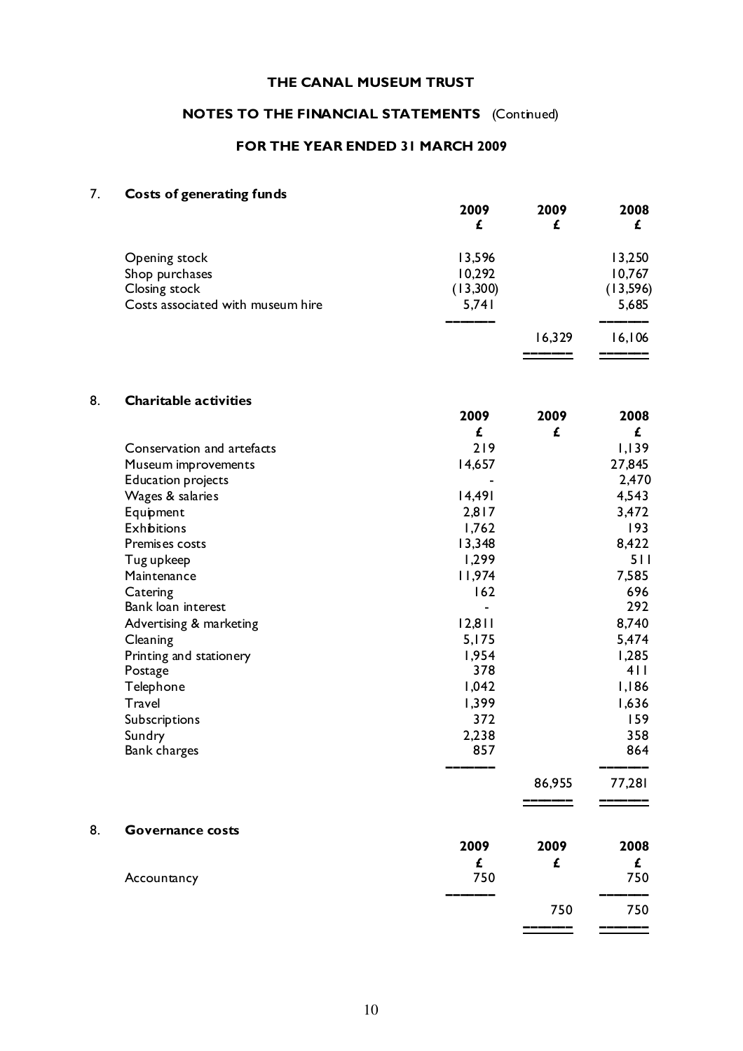**THE CANAL MUSEUM TRUST**

**NOTES TO THE FINANCIAL STATEMENTS** (Continued)

**FOR THE YEAR ENDED 31 MARCH 2009**

## 7. Costs of generating funds

| | 2009 £ | 2009 £ | 2008 £ |
|---|---|---|---|
| Opening stock | 13,596 | | 13,250 |
| Shop purchases | 10,292 | | 10,767 |
| Closing stock | (13,300) | | (13,596) |
| Costs associated with museum hire | 5,741 | | 5,685 |
| | | 16,329 | 16,106 |

## 8. Charitable activities

| | 2009 £ | 2009 £ | 2008 £ |
|---|---|---|---|
| Conservation and artefacts | 219 | | 1,139 |
| Museum improvements | 14,657 | | 27,845 |
| Education projects | - | | 2,470 |
| Wages & salaries | 14,491 | | 4,543 |
| Equipment | 2,817 | | 3,472 |
| Exhibitions | 1,762 | | 193 |
| Premises costs | 13,348 | | 8,422 |
| Tug upkeep | 1,299 | | 511 |
| Maintenance | 11,974 | | 7,585 |
| Catering | 162 | | 696 |
| Bank loan interest | - | | 292 |
| Advertising & marketing | 12,811 | | 8,740 |
| Cleaning | 5,175 | | 5,474 |
| Printing and stationery | 1,954 | | 1,285 |
| Postage | 378 | | 411 |
| Telephone | 1,042 | | 1,186 |
| Travel | 1,399 | | 1,636 |
| Subscriptions | 372 | | 159 |
| Sundry | 2,238 | | 358 |
| Bank charges | 857 | | 864 |
| | | 86,955 | 77,281 |

## 8. Governance costs

| | 2009 £ | 2009 £ | 2008 £ |
|---|---|---|---|
| Accountancy | 750 | | 750 |
| | | 750 | 750 |